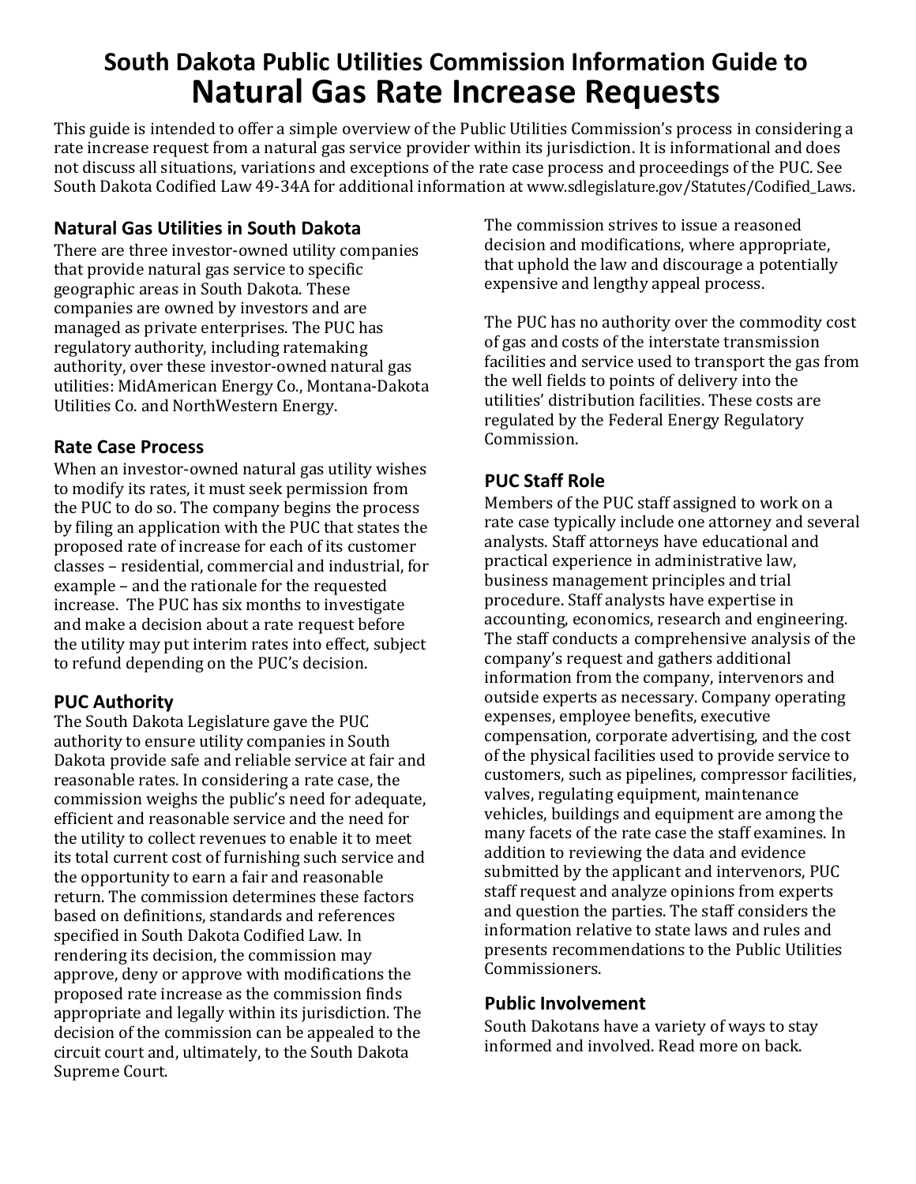# South Dakota Public Utilities Commission Information Guide to Natural Gas Rate Increase Requests

This guide is intended to offer a simple overview of the Public Utilities Commission's process in considering a rate increase request from a natural gas service provider within its jurisdiction. It is informational and does not discuss all situations, variations and exceptions of the rate case process and proceedings of the PUC. See South Dakota Codified Law 49-34A for additional information at www.sdlegislature.gov/Statutes/Codified_Laws.

## Natural Gas Utilities in South Dakota

There are three investor-owned utility companies that provide natural gas service to specific geographic areas in South Dakota. These companies are owned by investors and are managed as private enterprises. The PUC has regulatory authority, including ratemaking authority, over these investor-owned natural gas utilities: MidAmerican Energy Co., Montana-Dakota Utilities Co. and NorthWestern Energy.

## Rate Case Process

When an investor-owned natural gas utility wishes to modify its rates, it must seek permission from the PUC to do so. The company begins the process by filing an application with the PUC that states the proposed rate of increase for each of its customer classes – residential, commercial and industrial, for example – and the rationale for the requested increase. The PUC has six months to investigate and make a decision about a rate request before the utility may put interim rates into effect, subject to refund depending on the PUC's decision.

## PUC Authority

The South Dakota Legislature gave the PUC authority to ensure utility companies in South Dakota provide safe and reliable service at fair and reasonable rates. In considering a rate case, the commission weighs the public's need for adequate, efficient and reasonable service and the need for the utility to collect revenues to enable it to meet its total current cost of furnishing such service and the opportunity to earn a fair and reasonable return. The commission determines these factors based on definitions, standards and references specified in South Dakota Codified Law. In rendering its decision, the commission may approve, deny or approve with modifications the proposed rate increase as the commission finds appropriate and legally within its jurisdiction. The decision of the commission can be appealed to the circuit court and, ultimately, to the South Dakota Supreme Court.

The commission strives to issue a reasoned decision and modifications, where appropriate, that uphold the law and discourage a potentially expensive and lengthy appeal process.

The PUC has no authority over the commodity cost of gas and costs of the interstate transmission facilities and service used to transport the gas from the well fields to points of delivery into the utilities' distribution facilities. These costs are regulated by the Federal Energy Regulatory Commission.

## PUC Staff Role

Members of the PUC staff assigned to work on a rate case typically include one attorney and several analysts. Staff attorneys have educational and practical experience in administrative law, business management principles and trial procedure. Staff analysts have expertise in accounting, economics, research and engineering. The staff conducts a comprehensive analysis of the company's request and gathers additional information from the company, intervenors and outside experts as necessary. Company operating expenses, employee benefits, executive compensation, corporate advertising, and the cost of the physical facilities used to provide service to customers, such as pipelines, compressor facilities, valves, regulating equipment, maintenance vehicles, buildings and equipment are among the many facets of the rate case the staff examines. In addition to reviewing the data and evidence submitted by the applicant and intervenors, PUC staff request and analyze opinions from experts and question the parties. The staff considers the information relative to state laws and rules and presents recommendations to the Public Utilities Commissioners.

## Public Involvement

South Dakotans have a variety of ways to stay informed and involved. Read more on back.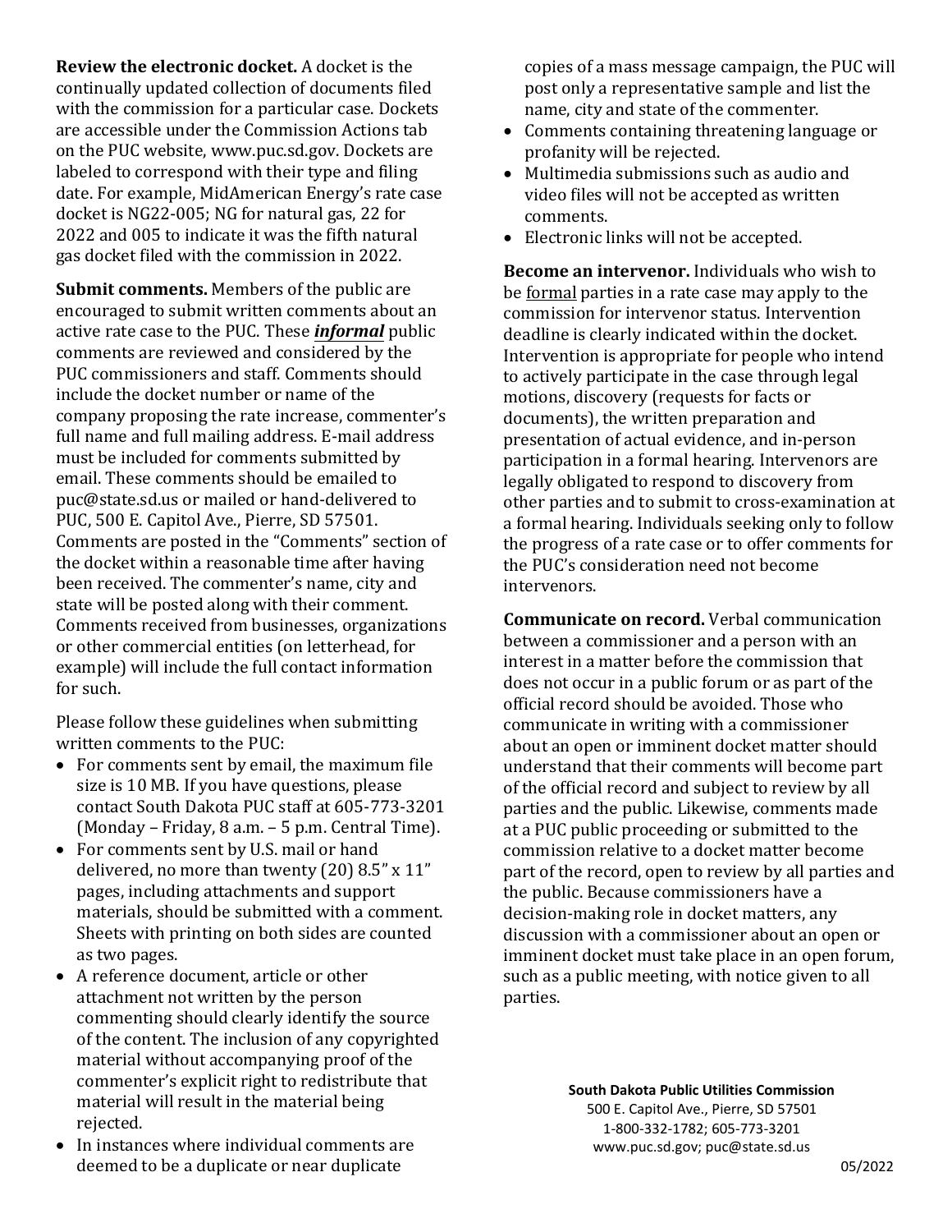**Review the electronic docket.** A docket is the continually updated collection of documents filed with the commission for a particular case. Dockets are accessible under the Commission Actions tab on the PUC website, www.puc.sd.gov. Dockets are labeled to correspond with their type and filing date. For example, MidAmerican Energy's rate case docket is NG22-005; NG for natural gas, 22 for 2022 and 005 to indicate it was the fifth natural gas docket filed with the commission in 2022.

**Submit comments.** Members of the public are encouraged to submit written comments about an active rate case to the PUC. These ***informal*** public comments are reviewed and considered by the PUC commissioners and staff. Comments should include the docket number or name of the company proposing the rate increase, commenter's full name and full mailing address. E-mail address must be included for comments submitted by email. These comments should be emailed to puc@state.sd.us or mailed or hand-delivered to PUC, 500 E. Capitol Ave., Pierre, SD 57501. Comments are posted in the "Comments" section of the docket within a reasonable time after having been received. The commenter's name, city and state will be posted along with their comment. Comments received from businesses, organizations or other commercial entities (on letterhead, for example) will include the full contact information for such.

Please follow these guidelines when submitting written comments to the PUC:

- For comments sent by email, the maximum file size is 10 MB. If you have questions, please contact South Dakota PUC staff at 605-773-3201 (Monday – Friday, 8 a.m. – 5 p.m. Central Time).
- For comments sent by U.S. mail or hand delivered, no more than twenty (20) 8.5" x 11" pages, including attachments and support materials, should be submitted with a comment. Sheets with printing on both sides are counted as two pages.
- A reference document, article or other attachment not written by the person commenting should clearly identify the source of the content. The inclusion of any copyrighted material without accompanying proof of the commenter's explicit right to redistribute that material will result in the material being rejected.
- In instances where individual comments are deemed to be a duplicate or near duplicate copies of a mass message campaign, the PUC will post only a representative sample and list the name, city and state of the commenter.
- Comments containing threatening language or profanity will be rejected.
- Multimedia submissions such as audio and video files will not be accepted as written comments.
- Electronic links will not be accepted.

**Become an intervenor.** Individuals who wish to be <u>formal</u> parties in a rate case may apply to the commission for intervenor status. Intervention deadline is clearly indicated within the docket. Intervention is appropriate for people who intend to actively participate in the case through legal motions, discovery (requests for facts or documents), the written preparation and presentation of actual evidence, and in-person participation in a formal hearing. Intervenors are legally obligated to respond to discovery from other parties and to submit to cross-examination at a formal hearing. Individuals seeking only to follow the progress of a rate case or to offer comments for the PUC's consideration need not become intervenors.

**Communicate on record.** Verbal communication between a commissioner and a person with an interest in a matter before the commission that does not occur in a public forum or as part of the official record should be avoided. Those who communicate in writing with a commissioner about an open or imminent docket matter should understand that their comments will become part of the official record and subject to review by all parties and the public. Likewise, comments made at a PUC public proceeding or submitted to the commission relative to a docket matter become part of the record, open to review by all parties and the public. Because commissioners have a decision-making role in docket matters, any discussion with a commissioner about an open or imminent docket must take place in an open forum, such as a public meeting, with notice given to all parties.

**South Dakota Public Utilities Commission**
500 E. Capitol Ave., Pierre, SD 57501
1-800-332-1782; 605-773-3201
www.puc.sd.gov; puc@state.sd.us

05/2022